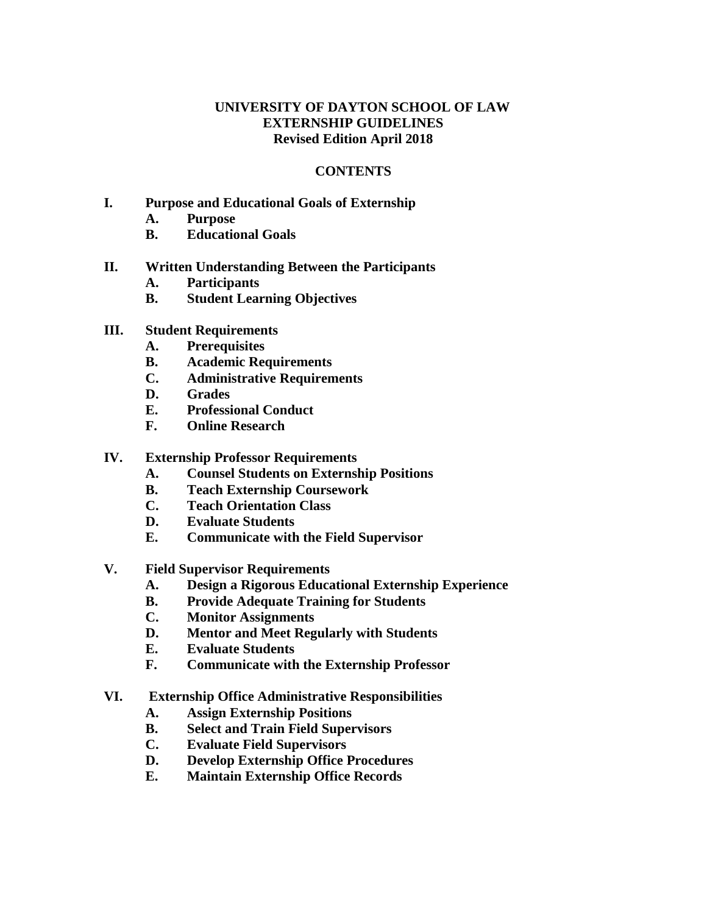# UNIVERSITY OF DAYTON SCHOOL OF LAW
# EXTERNSHIP GUIDELINES
## Revised Edition April 2018

## CONTENTS

**I. Purpose and Educational Goals of Externship**
- **A. Purpose**
- **B. Educational Goals**

**II. Written Understanding Between the Participants**
- **A. Participants**
- **B. Student Learning Objectives**

**III. Student Requirements**
- **A. Prerequisites**
- **B. Academic Requirements**
- **C. Administrative Requirements**
- **D. Grades**
- **E. Professional Conduct**
- **F. Online Research**

**IV. Externship Professor Requirements**
- **A. Counsel Students on Externship Positions**
- **B. Teach Externship Coursework**
- **C. Teach Orientation Class**
- **D. Evaluate Students**
- **E. Communicate with the Field Supervisor**

**V. Field Supervisor Requirements**
- **A. Design a Rigorous Educational Externship Experience**
- **B. Provide Adequate Training for Students**
- **C. Monitor Assignments**
- **D. Mentor and Meet Regularly with Students**
- **E. Evaluate Students**
- **F. Communicate with the Externship Professor**

**VI. Externship Office Administrative Responsibilities**
- **A. Assign Externship Positions**
- **B. Select and Train Field Supervisors**
- **C. Evaluate Field Supervisors**
- **D. Develop Externship Office Procedures**
- **E. Maintain Externship Office Records**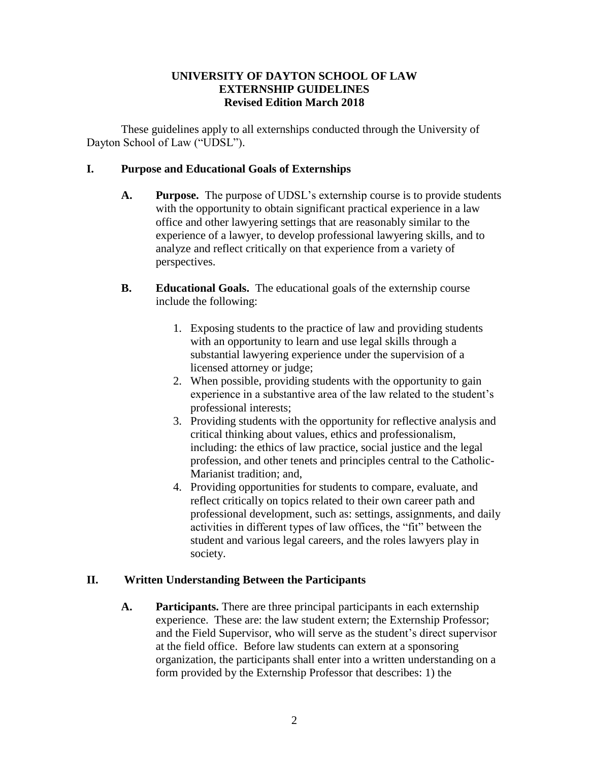**UNIVERSITY OF DAYTON SCHOOL OF LAW**
**EXTERNSHIP GUIDELINES**
**Revised Edition March 2018**

These guidelines apply to all externships conducted through the University of Dayton School of Law ("UDSL").

## I. Purpose and Educational Goals of Externships

**A. Purpose.** The purpose of UDSL's externship course is to provide students with the opportunity to obtain significant practical experience in a law office and other lawyering settings that are reasonably similar to the experience of a lawyer, to develop professional lawyering skills, and to analyze and reflect critically on that experience from a variety of perspectives.

**B. Educational Goals.** The educational goals of the externship course include the following:

1. Exposing students to the practice of law and providing students with an opportunity to learn and use legal skills through a substantial lawyering experience under the supervision of a licensed attorney or judge;
2. When possible, providing students with the opportunity to gain experience in a substantive area of the law related to the student's professional interests;
3. Providing students with the opportunity for reflective analysis and critical thinking about values, ethics and professionalism, including: the ethics of law practice, social justice and the legal profession, and other tenets and principles central to the Catholic-Marianist tradition; and,
4. Providing opportunities for students to compare, evaluate, and reflect critically on topics related to their own career path and professional development, such as: settings, assignments, and daily activities in different types of law offices, the "fit" between the student and various legal careers, and the roles lawyers play in society.

## II. Written Understanding Between the Participants

**A. Participants.** There are three principal participants in each externship experience. These are: the law student extern; the Externship Professor; and the Field Supervisor, who will serve as the student's direct supervisor at the field office. Before law students can extern at a sponsoring organization, the participants shall enter into a written understanding on a form provided by the Externship Professor that describes: 1) the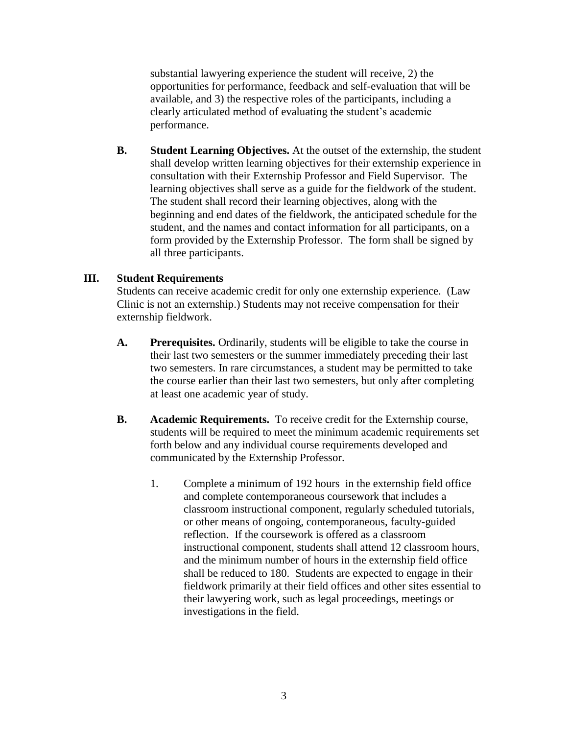substantial lawyering experience the student will receive, 2) the opportunities for performance, feedback and self-evaluation that will be available, and 3) the respective roles of the participants, including a clearly articulated method of evaluating the student's academic performance.

**B. Student Learning Objectives.** At the outset of the externship, the student shall develop written learning objectives for their externship experience in consultation with their Externship Professor and Field Supervisor. The learning objectives shall serve as a guide for the fieldwork of the student. The student shall record their learning objectives, along with the beginning and end dates of the fieldwork, the anticipated schedule for the student, and the names and contact information for all participants, on a form provided by the Externship Professor. The form shall be signed by all three participants.

## III. Student Requirements

Students can receive academic credit for only one externship experience. (Law Clinic is not an externship.) Students may not receive compensation for their externship fieldwork.

**A. Prerequisites.** Ordinarily, students will be eligible to take the course in their last two semesters or the summer immediately preceding their last two semesters. In rare circumstances, a student may be permitted to take the course earlier than their last two semesters, but only after completing at least one academic year of study.

**B. Academic Requirements.** To receive credit for the Externship course, students will be required to meet the minimum academic requirements set forth below and any individual course requirements developed and communicated by the Externship Professor.

1. Complete a minimum of 192 hours in the externship field office and complete contemporaneous coursework that includes a classroom instructional component, regularly scheduled tutorials, or other means of ongoing, contemporaneous, faculty-guided reflection. If the coursework is offered as a classroom instructional component, students shall attend 12 classroom hours, and the minimum number of hours in the externship field office shall be reduced to 180. Students are expected to engage in their fieldwork primarily at their field offices and other sites essential to their lawyering work, such as legal proceedings, meetings or investigations in the field.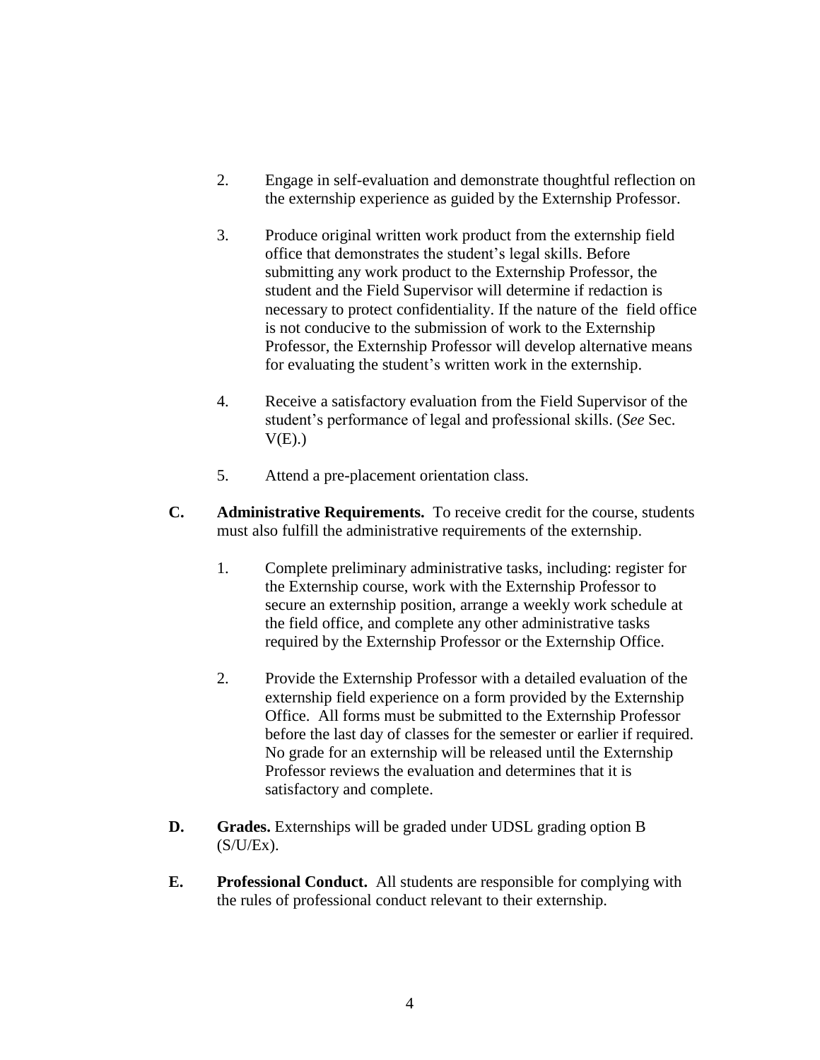2. Engage in self-evaluation and demonstrate thoughtful reflection on the externship experience as guided by the Externship Professor.

3. Produce original written work product from the externship field office that demonstrates the student's legal skills. Before submitting any work product to the Externship Professor, the student and the Field Supervisor will determine if redaction is necessary to protect confidentiality. If the nature of the field office is not conducive to the submission of work to the Externship Professor, the Externship Professor will develop alternative means for evaluating the student's written work in the externship.

4. Receive a satisfactory evaluation from the Field Supervisor of the student's performance of legal and professional skills. (*See* Sec. V(E).)

5. Attend a pre-placement orientation class.

**C. Administrative Requirements.** To receive credit for the course, students must also fulfill the administrative requirements of the externship.

1. Complete preliminary administrative tasks, including: register for the Externship course, work with the Externship Professor to secure an externship position, arrange a weekly work schedule at the field office, and complete any other administrative tasks required by the Externship Professor or the Externship Office.

2. Provide the Externship Professor with a detailed evaluation of the externship field experience on a form provided by the Externship Office. All forms must be submitted to the Externship Professor before the last day of classes for the semester or earlier if required. No grade for an externship will be released until the Externship Professor reviews the evaluation and determines that it is satisfactory and complete.

**D. Grades.** Externships will be graded under UDSL grading option B (S/U/Ex).

**E. Professional Conduct.** All students are responsible for complying with the rules of professional conduct relevant to their externship.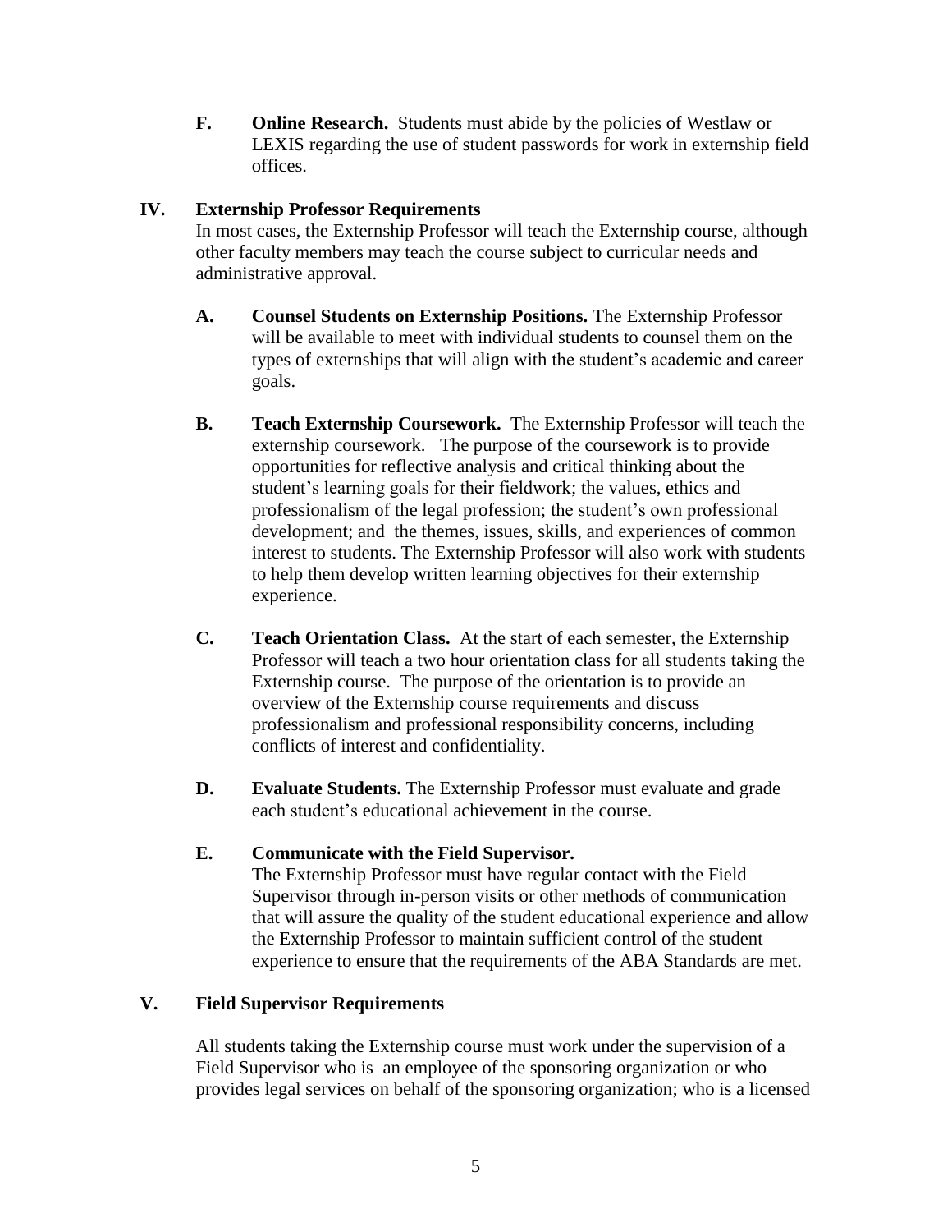**F. Online Research.** Students must abide by the policies of Westlaw or LEXIS regarding the use of student passwords for work in externship field offices.

## IV. Externship Professor Requirements

In most cases, the Externship Professor will teach the Externship course, although other faculty members may teach the course subject to curricular needs and administrative approval.

**A. Counsel Students on Externship Positions.** The Externship Professor will be available to meet with individual students to counsel them on the types of externships that will align with the student's academic and career goals.

**B. Teach Externship Coursework.** The Externship Professor will teach the externship coursework. The purpose of the coursework is to provide opportunities for reflective analysis and critical thinking about the student's learning goals for their fieldwork; the values, ethics and professionalism of the legal profession; the student's own professional development; and the themes, issues, skills, and experiences of common interest to students. The Externship Professor will also work with students to help them develop written learning objectives for their externship experience.

**C. Teach Orientation Class.** At the start of each semester, the Externship Professor will teach a two hour orientation class for all students taking the Externship course. The purpose of the orientation is to provide an overview of the Externship course requirements and discuss professionalism and professional responsibility concerns, including conflicts of interest and confidentiality.

**D. Evaluate Students.** The Externship Professor must evaluate and grade each student's educational achievement in the course.

**E. Communicate with the Field Supervisor.**
The Externship Professor must have regular contact with the Field Supervisor through in-person visits or other methods of communication that will assure the quality of the student educational experience and allow the Externship Professor to maintain sufficient control of the student experience to ensure that the requirements of the ABA Standards are met.

## V. Field Supervisor Requirements

All students taking the Externship course must work under the supervision of a Field Supervisor who is an employee of the sponsoring organization or who provides legal services on behalf of the sponsoring organization; who is a licensed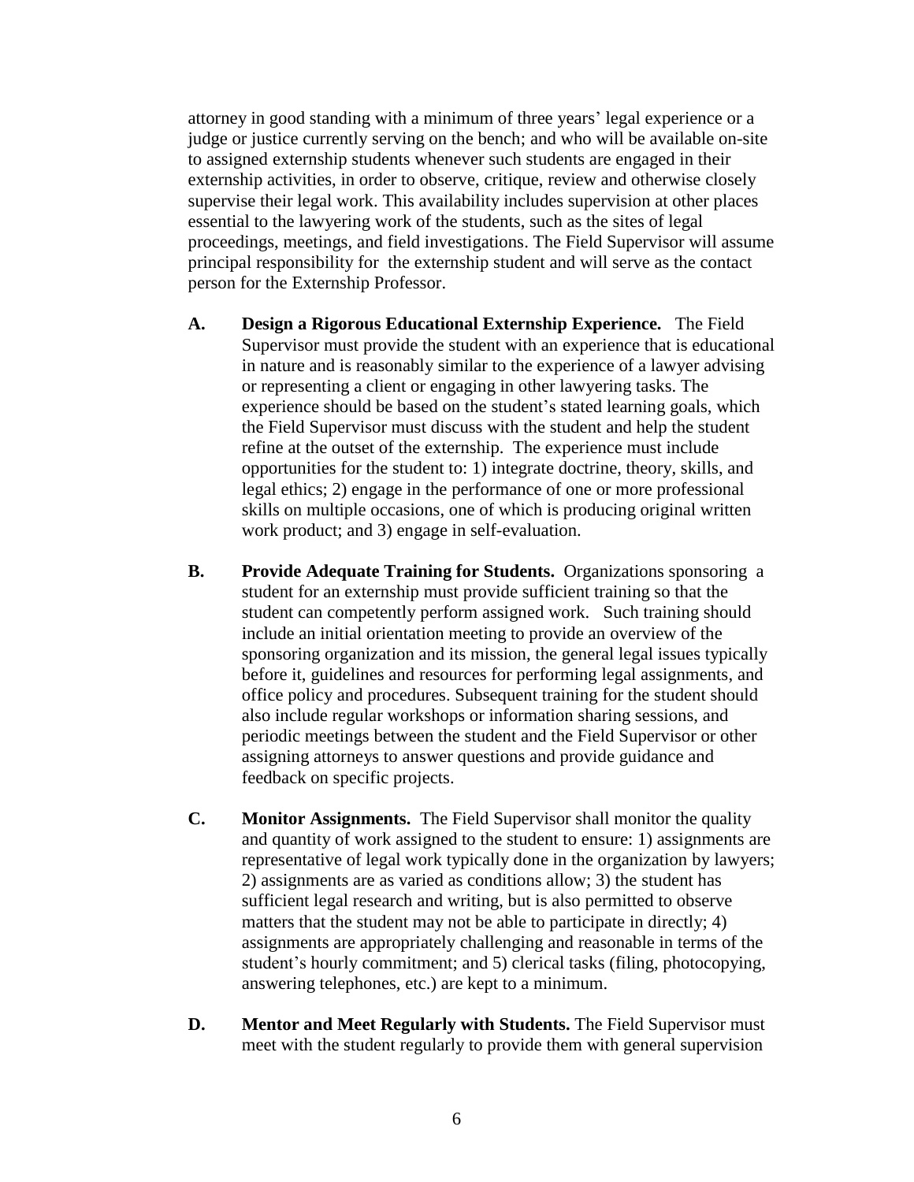attorney in good standing with a minimum of three years' legal experience or a judge or justice currently serving on the bench; and who will be available on-site to assigned externship students whenever such students are engaged in their externship activities, in order to observe, critique, review and otherwise closely supervise their legal work. This availability includes supervision at other places essential to the lawyering work of the students, such as the sites of legal proceedings, meetings, and field investigations. The Field Supervisor will assume principal responsibility for the externship student and will serve as the contact person for the Externship Professor.

**A. Design a Rigorous Educational Externship Experience.** The Field Supervisor must provide the student with an experience that is educational in nature and is reasonably similar to the experience of a lawyer advising or representing a client or engaging in other lawyering tasks. The experience should be based on the student's stated learning goals, which the Field Supervisor must discuss with the student and help the student refine at the outset of the externship. The experience must include opportunities for the student to: 1) integrate doctrine, theory, skills, and legal ethics; 2) engage in the performance of one or more professional skills on multiple occasions, one of which is producing original written work product; and 3) engage in self-evaluation.

**B. Provide Adequate Training for Students.** Organizations sponsoring a student for an externship must provide sufficient training so that the student can competently perform assigned work. Such training should include an initial orientation meeting to provide an overview of the sponsoring organization and its mission, the general legal issues typically before it, guidelines and resources for performing legal assignments, and office policy and procedures. Subsequent training for the student should also include regular workshops or information sharing sessions, and periodic meetings between the student and the Field Supervisor or other assigning attorneys to answer questions and provide guidance and feedback on specific projects.

**C. Monitor Assignments.** The Field Supervisor shall monitor the quality and quantity of work assigned to the student to ensure: 1) assignments are representative of legal work typically done in the organization by lawyers; 2) assignments are as varied as conditions allow; 3) the student has sufficient legal research and writing, but is also permitted to observe matters that the student may not be able to participate in directly; 4) assignments are appropriately challenging and reasonable in terms of the student's hourly commitment; and 5) clerical tasks (filing, photocopying, answering telephones, etc.) are kept to a minimum.

**D. Mentor and Meet Regularly with Students.** The Field Supervisor must meet with the student regularly to provide them with general supervision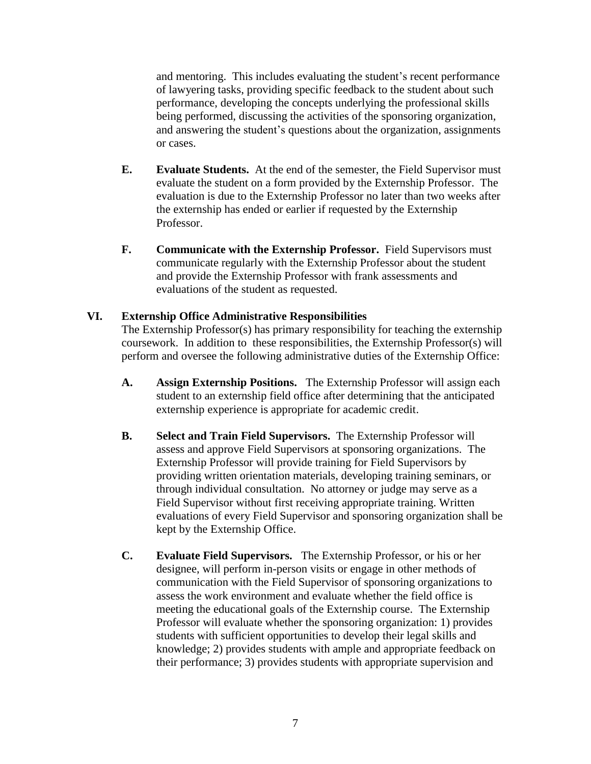and mentoring. This includes evaluating the student's recent performance of lawyering tasks, providing specific feedback to the student about such performance, developing the concepts underlying the professional skills being performed, discussing the activities of the sponsoring organization, and answering the student's questions about the organization, assignments or cases.

**E. Evaluate Students.** At the end of the semester, the Field Supervisor must evaluate the student on a form provided by the Externship Professor. The evaluation is due to the Externship Professor no later than two weeks after the externship has ended or earlier if requested by the Externship Professor.

**F. Communicate with the Externship Professor.** Field Supervisors must communicate regularly with the Externship Professor about the student and provide the Externship Professor with frank assessments and evaluations of the student as requested.

## VI. Externship Office Administrative Responsibilities

The Externship Professor(s) has primary responsibility for teaching the externship coursework. In addition to these responsibilities, the Externship Professor(s) will perform and oversee the following administrative duties of the Externship Office:

**A. Assign Externship Positions.** The Externship Professor will assign each student to an externship field office after determining that the anticipated externship experience is appropriate for academic credit.

**B. Select and Train Field Supervisors.** The Externship Professor will assess and approve Field Supervisors at sponsoring organizations. The Externship Professor will provide training for Field Supervisors by providing written orientation materials, developing training seminars, or through individual consultation. No attorney or judge may serve as a Field Supervisor without first receiving appropriate training. Written evaluations of every Field Supervisor and sponsoring organization shall be kept by the Externship Office.

**C. Evaluate Field Supervisors.** The Externship Professor, or his or her designee, will perform in-person visits or engage in other methods of communication with the Field Supervisor of sponsoring organizations to assess the work environment and evaluate whether the field office is meeting the educational goals of the Externship course. The Externship Professor will evaluate whether the sponsoring organization: 1) provides students with sufficient opportunities to develop their legal skills and knowledge; 2) provides students with ample and appropriate feedback on their performance; 3) provides students with appropriate supervision and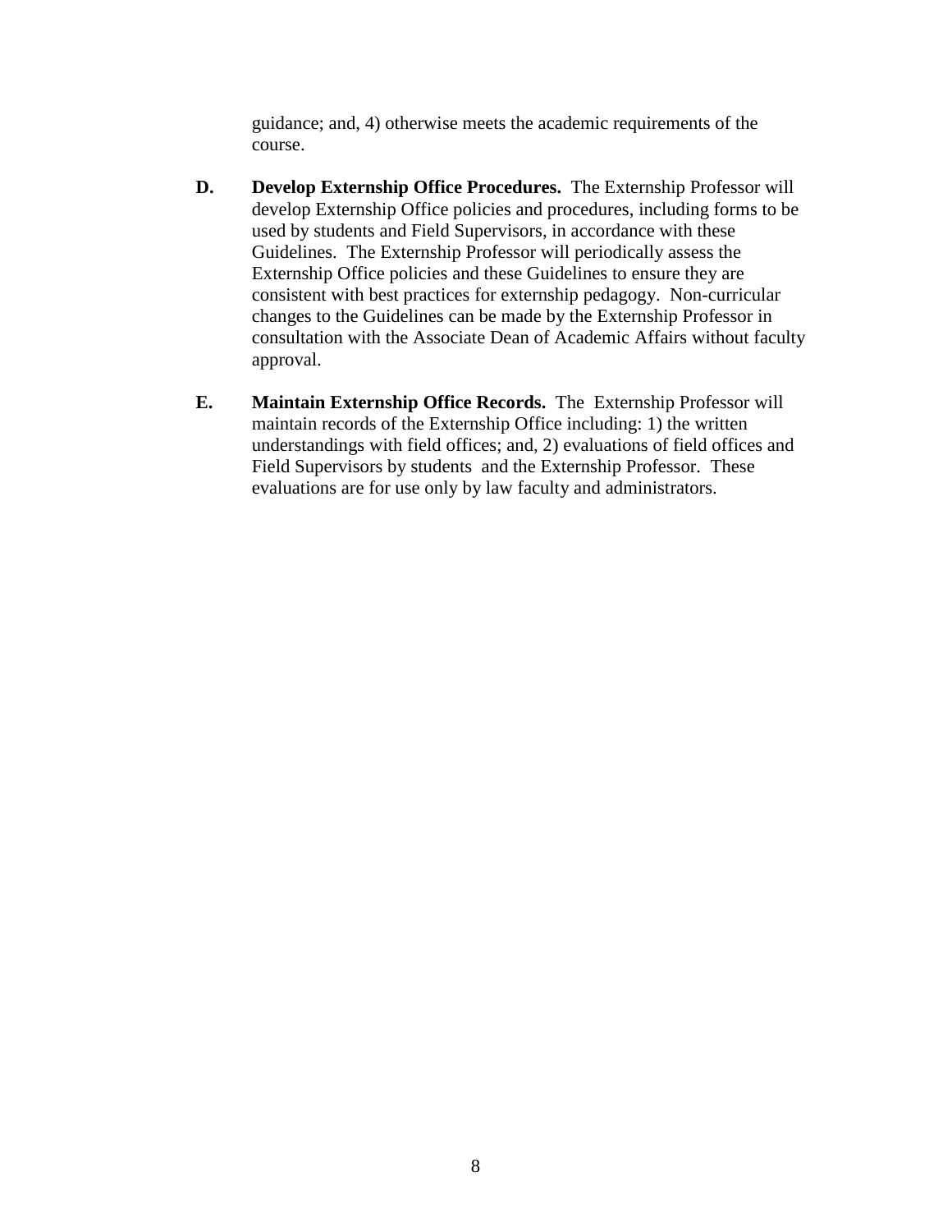guidance; and, 4) otherwise meets the academic requirements of the course.

**D. Develop Externship Office Procedures.** The Externship Professor will develop Externship Office policies and procedures, including forms to be used by students and Field Supervisors, in accordance with these Guidelines. The Externship Professor will periodically assess the Externship Office policies and these Guidelines to ensure they are consistent with best practices for externship pedagogy. Non-curricular changes to the Guidelines can be made by the Externship Professor in consultation with the Associate Dean of Academic Affairs without faculty approval.

**E. Maintain Externship Office Records.** The Externship Professor will maintain records of the Externship Office including: 1) the written understandings with field offices; and, 2) evaluations of field offices and Field Supervisors by students and the Externship Professor. These evaluations are for use only by law faculty and administrators.